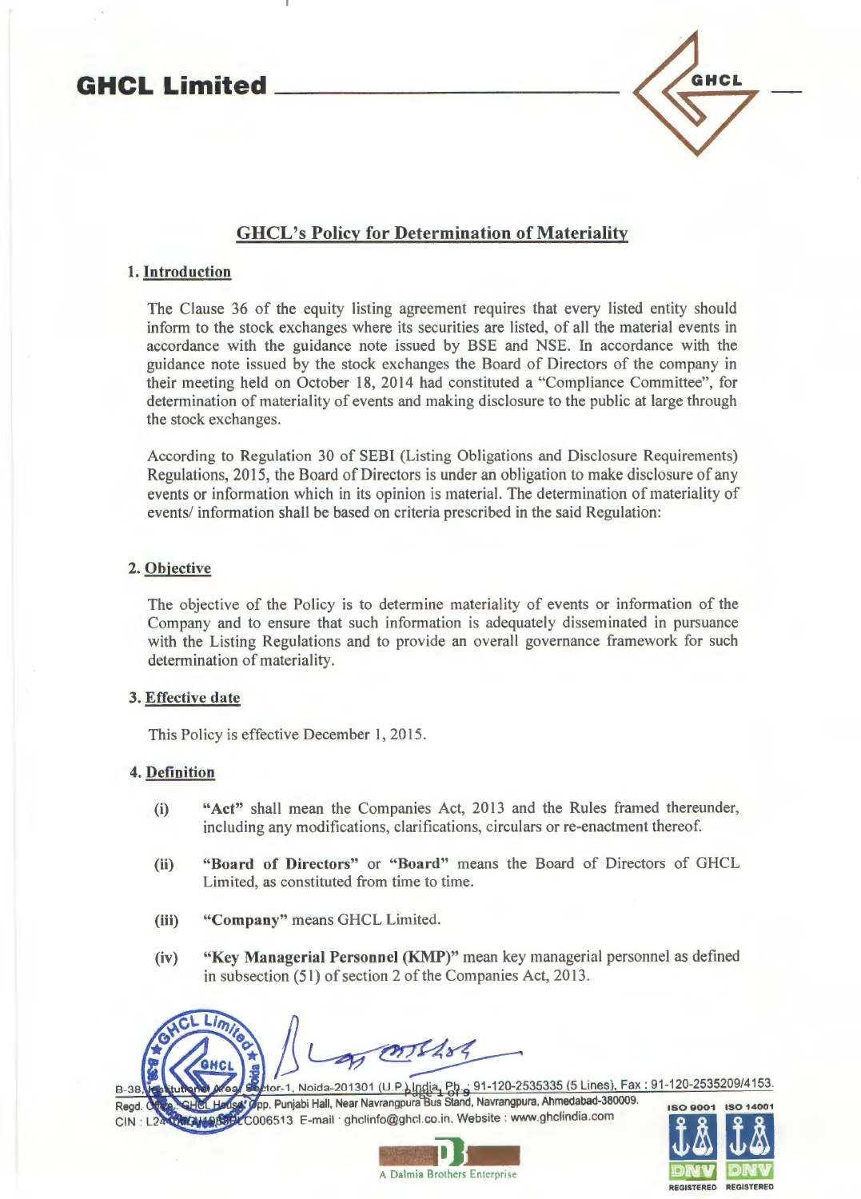# GHCL's Policy for Determination of Materiality

## 1. Introduction

The Clause 36 of the equity listing agreement requires that every listed entity should inform to the stock exchanges where its securities are listed, of all the material events in accordance with the guidance note issued by BSE and NSE. In accordance with the guidance note issued by the stock exchanges the Board of Directors of the company in their meeting held on October 18, 2014 had constituted a "Compliance Committee", for determination of materiality of events and making disclosure to the public at large through the stock exchanges.

According to Regulation 30 of SEBI (Listing Obligations and Disclosure Requirements) Regulations, 2015, the Board of Directors is under an obligation to make disclosure of any events or information which in its opinion is material. The determination of materiality of events/ information shall be based on criteria prescribed in the said Regulation:

## 2. Objective

The objective of the Policy is to determine materiality of events or information of the Company and to ensure that such information is adequately disseminated in pursuance with the Listing Regulations and to provide an overall governance framework for such determination of materiality.

## 3. Effective date

This Policy is effective December 1, 2015.

## 4. Definition

(i) **"Act"** shall mean the Companies Act, 2013 and the Rules framed thereunder, including any modifications, clarifications, circulars or re-enactment thereof.

(ii) **"Board of Directors"** or **"Board"** means the Board of Directors of GHCL Limited, as constituted from time to time.

(iii) **"Company"** means GHCL Limited.

(iv) **"Key Managerial Personnel (KMP)"** mean key managerial personnel as defined in subsection (51) of section 2 of the Companies Act, 2013.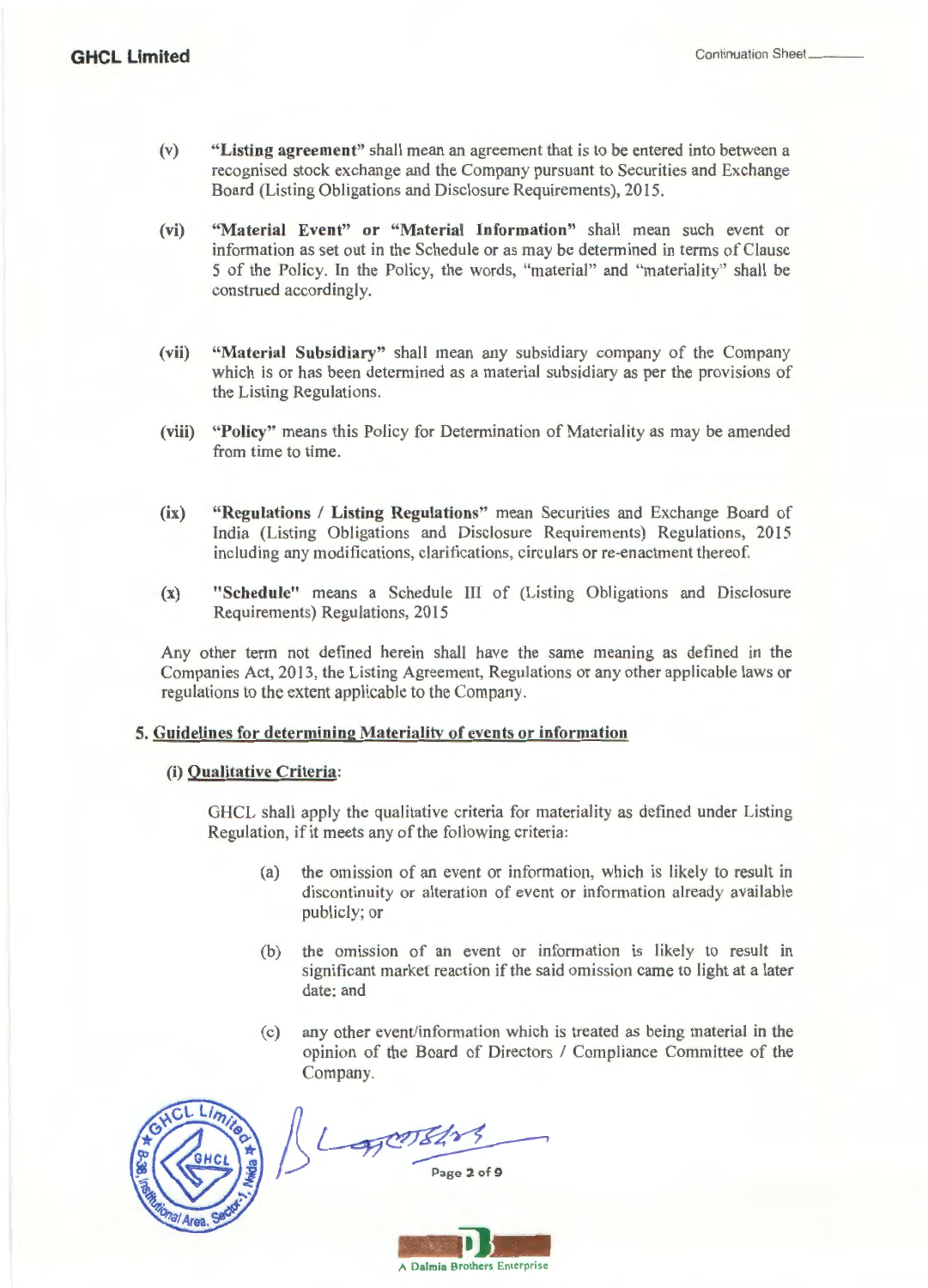(v) **"Listing agreement"** shall mean an agreement that is to be entered into between a recognised stock exchange and the Company pursuant to Securities and Exchange Board (Listing Obligations and Disclosure Requirements), 2015.

(vi) **"Material Event" or "Material Information"** shall mean such event or information as set out in the Schedule or as may be determined in terms of Clause 5 of the Policy. In the Policy, the words, "material" and "materiality" shall be construed accordingly.

(vii) **"Material Subsidiary"** shall mean any subsidiary company of the Company which is or has been determined as a material subsidiary as per the provisions of the Listing Regulations.

(viii) **"Policy"** means this Policy for Determination of Materiality as may be amended from time to time.

(ix) **"Regulations / Listing Regulations"** mean Securities and Exchange Board of India (Listing Obligations and Disclosure Requirements) Regulations, 2015 including any modifications, clarifications, circulars or re-enactment thereof.

(x) **"Schedule"** means a Schedule III of (Listing Obligations and Disclosure Requirements) Regulations, 2015

Any other term not defined herein shall have the same meaning as defined in the Companies Act, 2013, the Listing Agreement, Regulations or any other applicable laws or regulations to the extent applicable to the Company.

**5. Guidelines for determining Materiality of events or information**

**(i) Qualitative Criteria:**

GHCL shall apply the qualitative criteria for materiality as defined under Listing Regulation, if it meets any of the following criteria:

(a) the omission of an event or information, which is likely to result in discontinuity or alteration of event or information already available publicly; or

(b) the omission of an event or information is likely to result in significant market reaction if the said omission came to light at a later date; and

(c) any other event/information which is treated as being material in the opinion of the Board of Directors / Compliance Committee of the Company.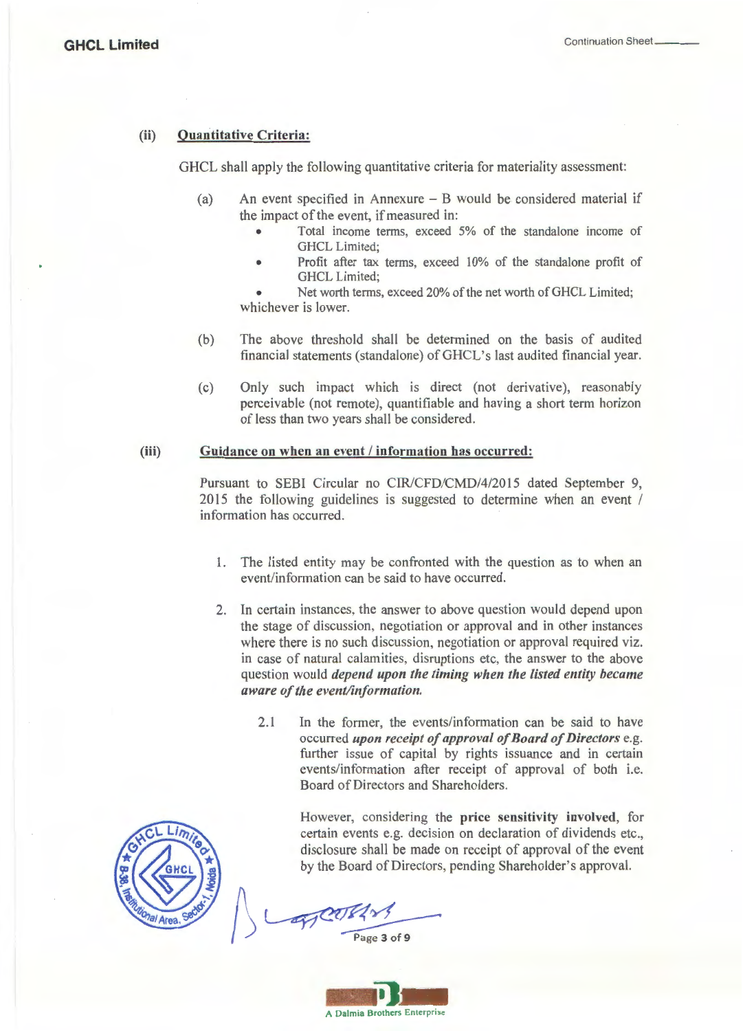**(ii) Quantitative Criteria:**

GHCL shall apply the following quantitative criteria for materiality assessment:

(a) An event specified in Annexure – B would be considered material if the impact of the event, if measured in:

- Total income terms, exceed 5% of the standalone income of GHCL Limited;
- Profit after tax terms, exceed 10% of the standalone profit of GHCL Limited;
- Net worth terms, exceed 20% of the net worth of GHCL Limited;

whichever is lower.

(b) The above threshold shall be determined on the basis of audited financial statements (standalone) of GHCL's last audited financial year.

(c) Only such impact which is direct (not derivative), reasonably perceivable (not remote), quantifiable and having a short term horizon of less than two years shall be considered.

**(iii) Guidance on when an event / information has occurred:**

Pursuant to SEBI Circular no CIR/CFD/CMD/4/2015 dated September 9, 2015 the following guidelines is suggested to determine when an event / information has occurred.

1. The listed entity may be confronted with the question as to when an event/information can be said to have occurred.

2. In certain instances, the answer to above question would depend upon the stage of discussion, negotiation or approval and in other instances where there is no such discussion, negotiation or approval required viz. in case of natural calamities, disruptions etc, the answer to the above question would ***depend upon the timing when the listed entity became aware of the event/information.***

   2.1 In the former, the events/information can be said to have occurred ***upon receipt of approval of Board of Directors*** e.g. further issue of capital by rights issuance and in certain events/information after receipt of approval of both i.e. Board of Directors and Shareholders.

   However, considering the **price sensitivity involved**, for certain events e.g. decision on declaration of dividends etc., disclosure shall be made on receipt of approval of the event by the Board of Directors, pending Shareholder's approval.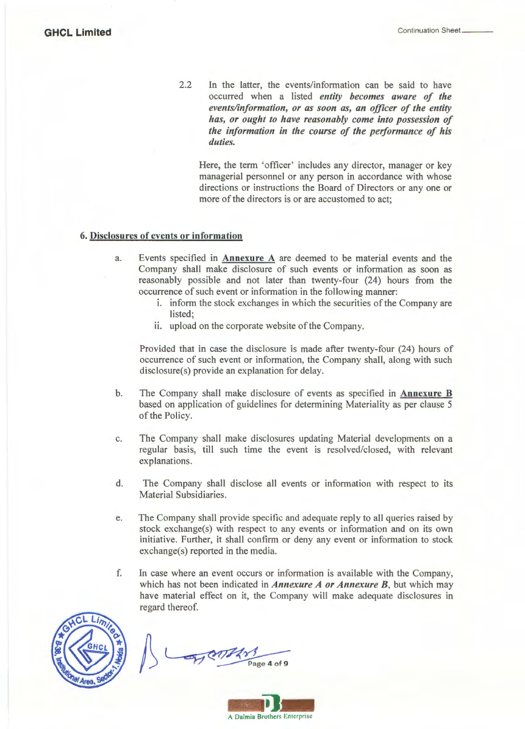2.2 In the latter, the events/information can be said to have occurred when a listed *entity becomes aware of the events/information, or as soon as, an officer of the entity has, or ought to have reasonably come into possession of the information in the course of the performance of his duties.*

Here, the term 'officer' includes any director, manager or key managerial personnel or any person in accordance with whose directions or instructions the Board of Directors or any one or more of the directors is or are accustomed to act;

## 6. Disclosures of events or information

a. Events specified in **Annexure A** are deemed to be material events and the Company shall make disclosure of such events or information as soon as reasonably possible and not later than twenty-four (24) hours from the occurrence of such event or information in the following manner:
   i. inform the stock exchanges in which the securities of the Company are listed;
   ii. upload on the corporate website of the Company.

   Provided that in case the disclosure is made after twenty-four (24) hours of occurrence of such event or information, the Company shall, along with such disclosure(s) provide an explanation for delay.

b. The Company shall make disclosure of events as specified in **Annexure B** based on application of guidelines for determining Materiality as per clause 5 of the Policy.

c. The Company shall make disclosures updating Material developments on a regular basis, till such time the event is resolved/closed, with relevant explanations.

d. The Company shall disclose all events or information with respect to its Material Subsidiaries.

e. The Company shall provide specific and adequate reply to all queries raised by stock exchange(s) with respect to any events or information and on its own initiative. Further, it shall confirm or deny any event or information to stock exchange(s) reported in the media.

f. In case where an event occurs or information is available with the Company, which has not been indicated in ***Annexure A or Annexure B***, but which may have material effect on it, the Company will make adequate disclosures in regard thereof.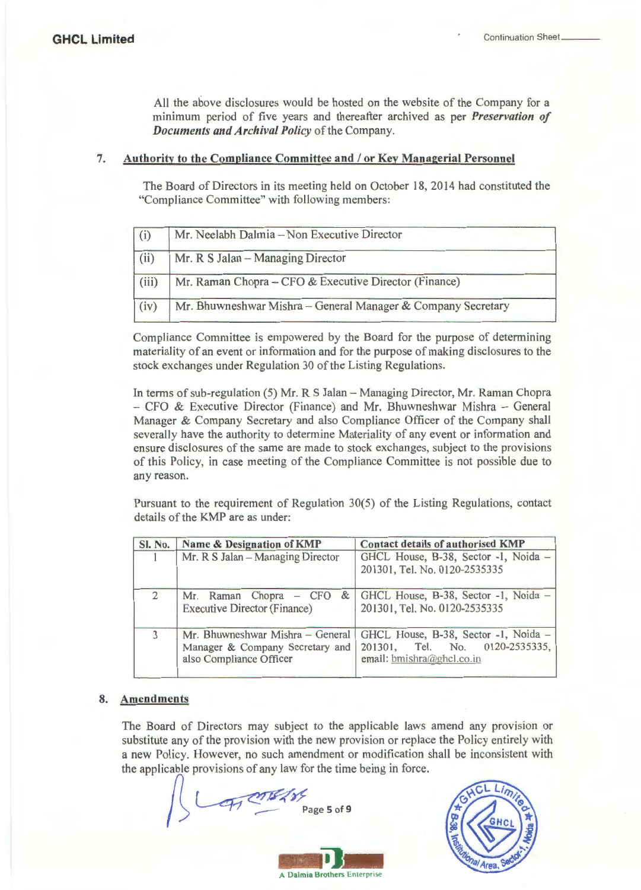All the above disclosures would be hosted on the website of the Company for a minimum period of five years and thereafter archived as per ***Preservation of Documents and Archival Policy*** of the Company.

## 7. Authority to the Compliance Committee and / or Key Managerial Personnel

The Board of Directors in its meeting held on October 18, 2014 had constituted the "Compliance Committee" with following members:

| | |
|---|---|
| (i) | Mr. Neelabh Dalmia – Non Executive Director |
| (ii) | Mr. R S Jalan – Managing Director |
| (iii) | Mr. Raman Chopra – CFO & Executive Director (Finance) |
| (iv) | Mr. Bhuwneshwar Mishra – General Manager & Company Secretary |

Compliance Committee is empowered by the Board for the purpose of determining materiality of an event or information and for the purpose of making disclosures to the stock exchanges under Regulation 30 of the Listing Regulations.

In terms of sub-regulation (5) Mr. R S Jalan – Managing Director, Mr. Raman Chopra – CFO & Executive Director (Finance) and Mr. Bhuwneshwar Mishra – General Manager & Company Secretary and also Compliance Officer of the Company shall severally have the authority to determine Materiality of any event or information and ensure disclosures of the same are made to stock exchanges, subject to the provisions of this Policy, in case meeting of the Compliance Committee is not possible due to any reason.

Pursuant to the requirement of Regulation 30(5) of the Listing Regulations, contact details of the KMP are as under:

| Sl. No. | Name & Designation of KMP | Contact details of authorised KMP |
|---|---|---|
| 1 | Mr. R S Jalan – Managing Director | GHCL House, B-38, Sector -1, Noida – 201301, Tel. No. 0120-2535335 |
| 2 | Mr. Raman Chopra – CFO & Executive Director (Finance) | GHCL House, B-38, Sector -1, Noida – 201301, Tel. No. 0120-2535335 |
| 3 | Mr. Bhuwneshwar Mishra – General Manager & Company Secretary and also Compliance Officer | GHCL House, B-38, Sector -1, Noida – 201301, Tel. No. 0120-2535335, email: bmishra@ghcl.co.in |

## 8. Amendments

The Board of Directors may subject to the applicable laws amend any provision or substitute any of the provision with the new provision or replace the Policy entirely with a new Policy. However, no such amendment or modification shall be inconsistent with the applicable provisions of any law for the time being in force.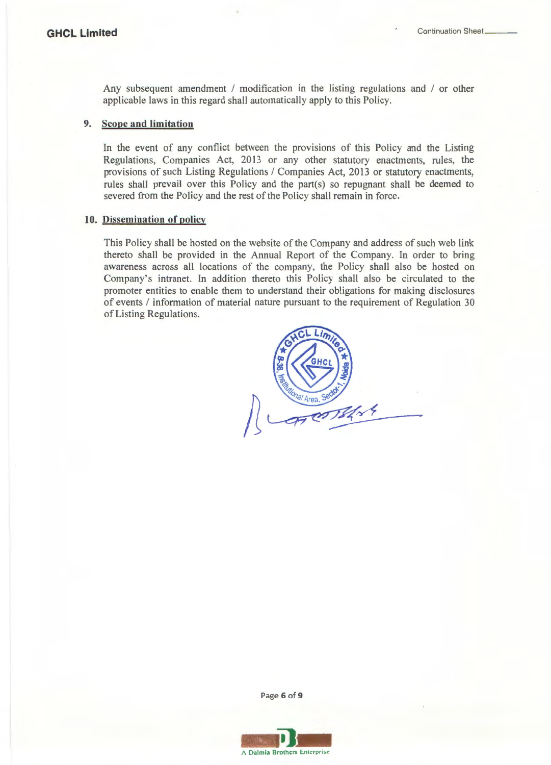Any subsequent amendment / modification in the listing regulations and / or other applicable laws in this regard shall automatically apply to this Policy.

## 9. Scope and limitation

In the event of any conflict between the provisions of this Policy and the Listing Regulations, Companies Act, 2013 or any other statutory enactments, rules, the provisions of such Listing Regulations / Companies Act, 2013 or statutory enactments, rules shall prevail over this Policy and the part(s) so repugnant shall be deemed to severed from the Policy and the rest of the Policy shall remain in force.

## 10. Dissemination of policy

This Policy shall be hosted on the website of the Company and address of such web link thereto shall be provided in the Annual Report of the Company. In order to bring awareness across all locations of the company, the Policy shall also be hosted on Company's intranet. In addition thereto this Policy shall also be circulated to the promoter entities to enable them to understand their obligations for making disclosures of events / information of material nature pursuant to the requirement of Regulation 30 of Listing Regulations.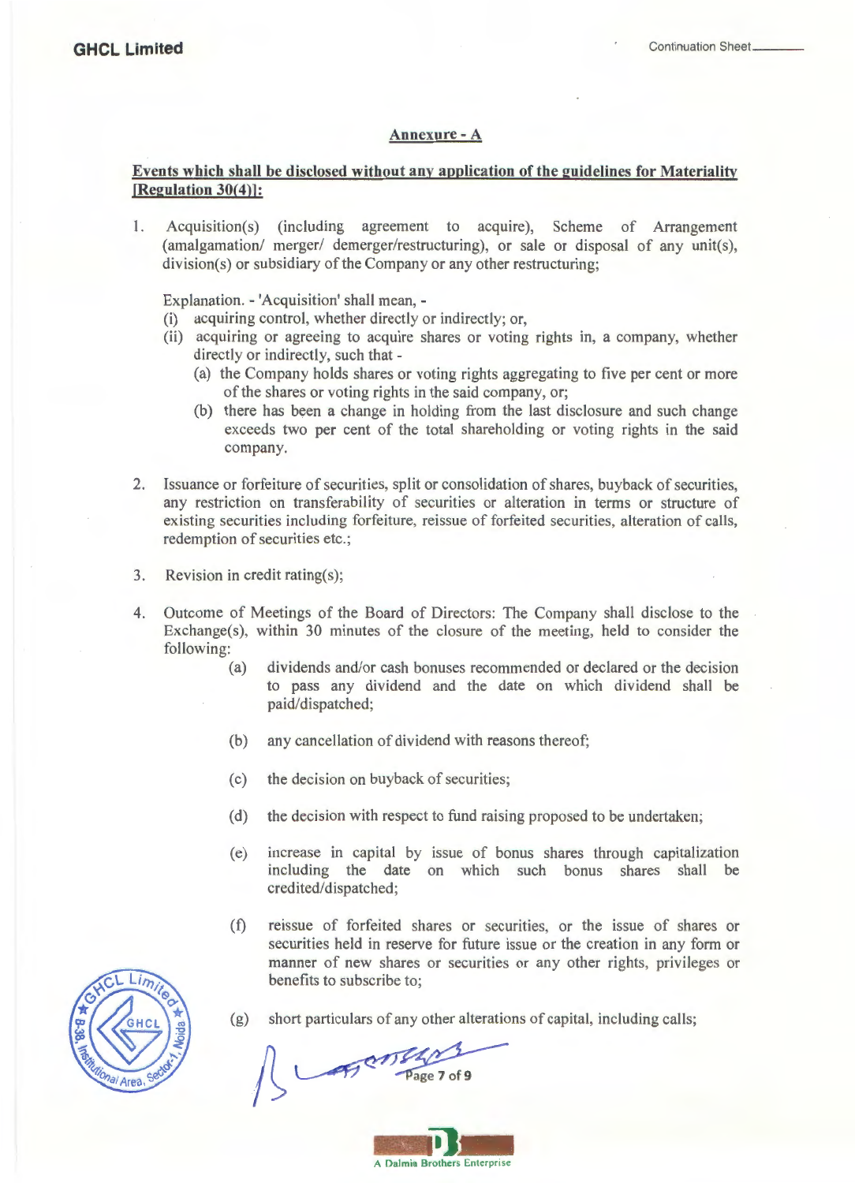## Annexure - A

**Events which shall be disclosed without any application of the guidelines for Materiality [Regulation 30(4)]:**

1. Acquisition(s) (including agreement to acquire), Scheme of Arrangement (amalgamation/ merger/ demerger/restructuring), or sale or disposal of any unit(s), division(s) or subsidiary of the Company or any other restructuring;

   Explanation. - 'Acquisition' shall mean, -
   (i) acquiring control, whether directly or indirectly; or,
   (ii) acquiring or agreeing to acquire shares or voting rights in, a company, whether directly or indirectly, such that -
      (a) the Company holds shares or voting rights aggregating to five per cent or more of the shares or voting rights in the said company, or;
      (b) there has been a change in holding from the last disclosure and such change exceeds two per cent of the total shareholding or voting rights in the said company.

2. Issuance or forfeiture of securities, split or consolidation of shares, buyback of securities, any restriction on transferability of securities or alteration in terms or structure of existing securities including forfeiture, reissue of forfeited securities, alteration of calls, redemption of securities etc.;

3. Revision in credit rating(s);

4. Outcome of Meetings of the Board of Directors: The Company shall disclose to the Exchange(s), within 30 minutes of the closure of the meeting, held to consider the following:
   (a) dividends and/or cash bonuses recommended or declared or the decision to pass any dividend and the date on which dividend shall be paid/dispatched;
   (b) any cancellation of dividend with reasons thereof;
   (c) the decision on buyback of securities;
   (d) the decision with respect to fund raising proposed to be undertaken;
   (e) increase in capital by issue of bonus shares through capitalization including the date on which such bonus shares shall be credited/dispatched;
   (f) reissue of forfeited shares or securities, or the issue of shares or securities held in reserve for future issue or the creation in any form or manner of new shares or securities or any other rights, privileges or benefits to subscribe to;
   (g) short particulars of any other alterations of capital, including calls;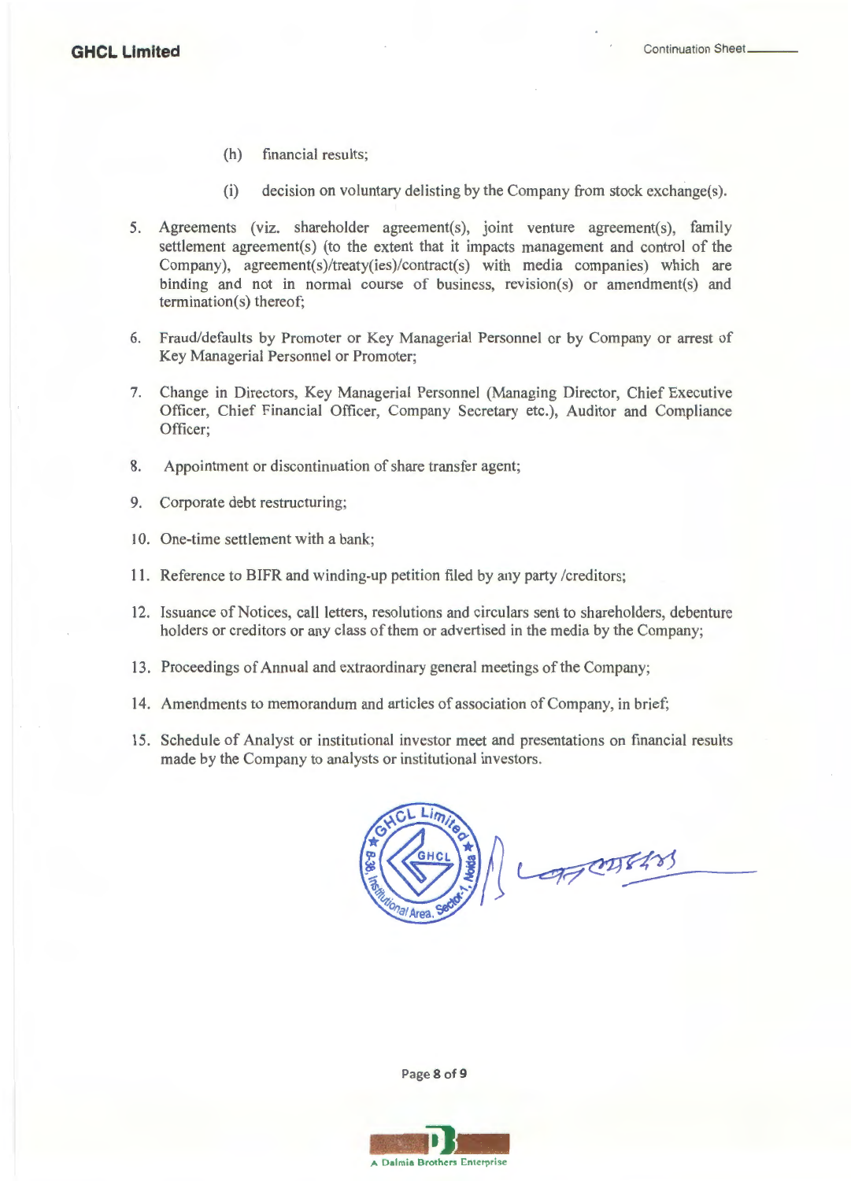(h) financial results;

(i) decision on voluntary delisting by the Company from stock exchange(s).

5. Agreements (viz. shareholder agreement(s), joint venture agreement(s), family settlement agreement(s) (to the extent that it impacts management and control of the Company), agreement(s)/treaty(ies)/contract(s) with media companies) which are binding and not in normal course of business, revision(s) or amendment(s) and termination(s) thereof;

6. Fraud/defaults by Promoter or Key Managerial Personnel or by Company or arrest of Key Managerial Personnel or Promoter;

7. Change in Directors, Key Managerial Personnel (Managing Director, Chief Executive Officer, Chief Financial Officer, Company Secretary etc.), Auditor and Compliance Officer;

8. Appointment or discontinuation of share transfer agent;

9. Corporate debt restructuring;

10. One-time settlement with a bank;

11. Reference to BIFR and winding-up petition filed by any party /creditors;

12. Issuance of Notices, call letters, resolutions and circulars sent to shareholders, debenture holders or creditors or any class of them or advertised in the media by the Company;

13. Proceedings of Annual and extraordinary general meetings of the Company;

14. Amendments to memorandum and articles of association of Company, in brief;

15. Schedule of Analyst or institutional investor meet and presentations on financial results made by the Company to analysts or institutional investors.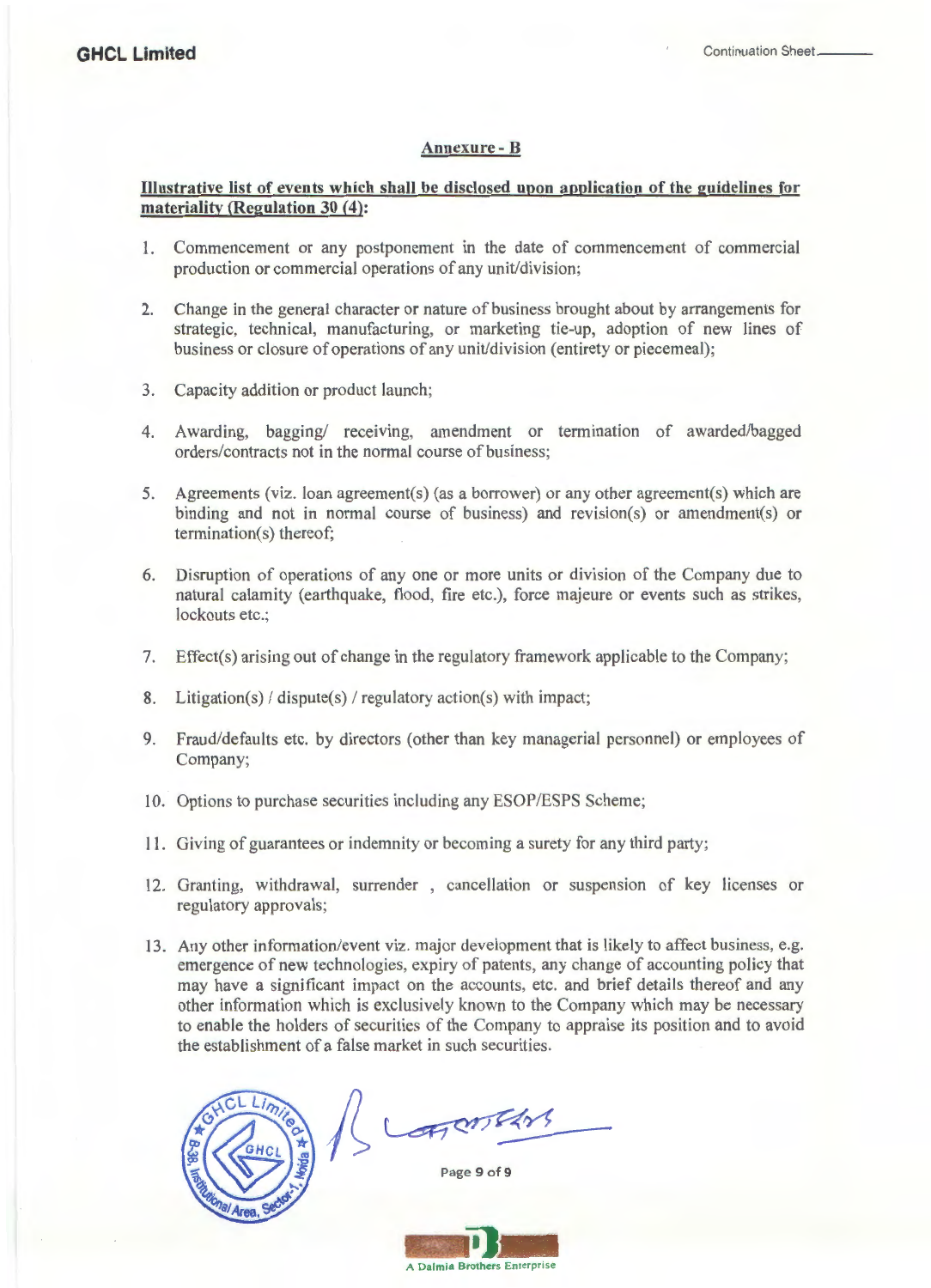## Annexure - B

**Illustrative list of events which shall be disclosed upon application of the guidelines for materiality (Regulation 30 (4):**

1. Commencement or any postponement in the date of commencement of commercial production or commercial operations of any unit/division;

2. Change in the general character or nature of business brought about by arrangements for strategic, technical, manufacturing, or marketing tie-up, adoption of new lines of business or closure of operations of any unit/division (entirety or piecemeal);

3. Capacity addition or product launch;

4. Awarding, bagging/ receiving, amendment or termination of awarded/bagged orders/contracts not in the normal course of business;

5. Agreements (viz. loan agreement(s) (as a borrower) or any other agreement(s) which are binding and not in normal course of business) and revision(s) or amendment(s) or termination(s) thereof;

6. Disruption of operations of any one or more units or division of the Company due to natural calamity (earthquake, flood, fire etc.), force majeure or events such as strikes, lockouts etc.;

7. Effect(s) arising out of change in the regulatory framework applicable to the Company;

8. Litigation(s) / dispute(s) / regulatory action(s) with impact;

9. Fraud/defaults etc. by directors (other than key managerial personnel) or employees of Company;

10. Options to purchase securities including any ESOP/ESPS Scheme;

11. Giving of guarantees or indemnity or becoming a surety for any third party;

12. Granting, withdrawal, surrender , cancellation or suspension of key licenses or regulatory approvals;

13. Any other information/event viz. major development that is likely to affect business, e.g. emergence of new technologies, expiry of patents, any change of accounting policy that may have a significant impact on the accounts, etc. and brief details thereof and any other information which is exclusively known to the Company which may be necessary to enable the holders of securities of the Company to appraise its position and to avoid the establishment of a false market in such securities.